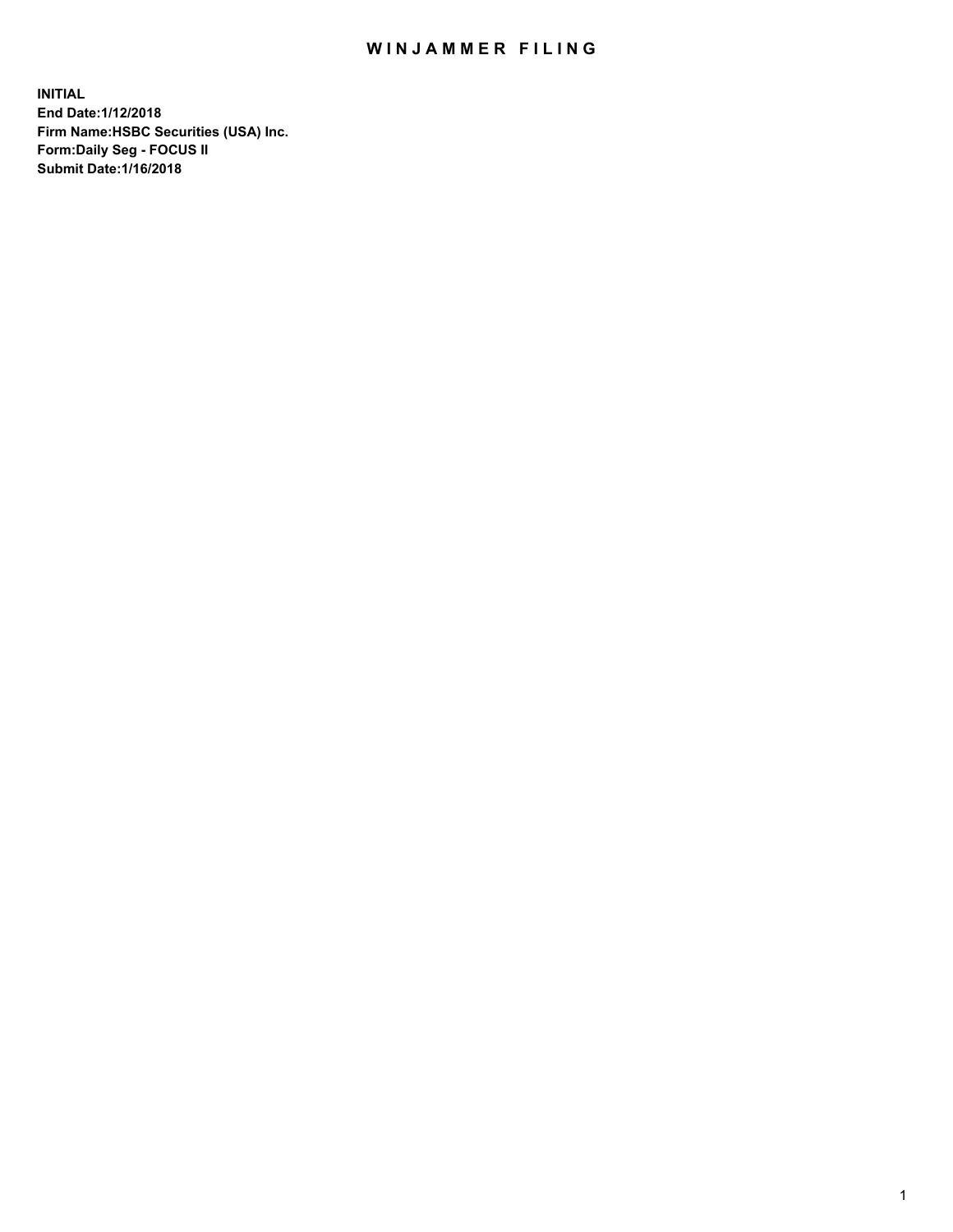# WINJAMMER FILING

**INITIAL**
**End Date:1/12/2018**
**Firm Name:HSBC Securities (USA) Inc.**
**Form:Daily Seg - FOCUS II**
**Submit Date:1/16/2018**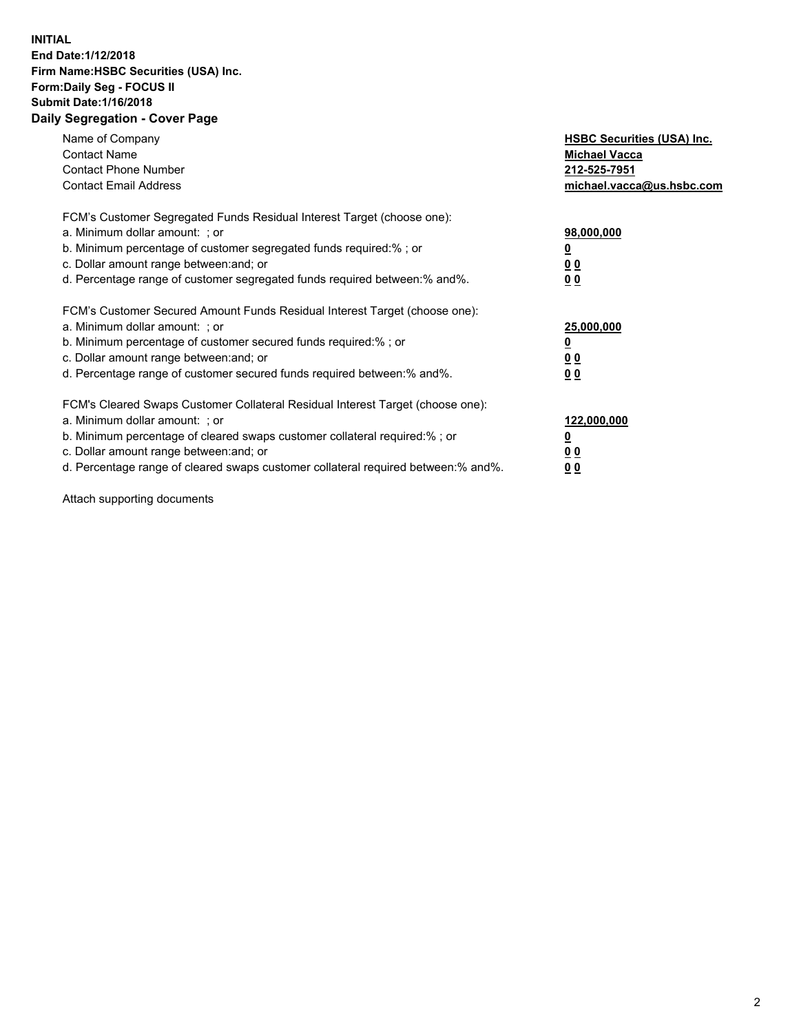**INITIAL**
**End Date:1/12/2018**
**Firm Name:HSBC Securities (USA) Inc.**
**Form:Daily Seg - FOCUS II**
**Submit Date:1/16/2018**

## Daily Segregation - Cover Page

| | |
|---|---|
| Name of Company | **HSBC Securities (USA) Inc.** |
| Contact Name | **Michael Vacca** |
| Contact Phone Number | **212-525-7951** |
| Contact Email Address | **michael.vacca@us.hsbc.com** |

| | |
|---|---|
| FCM's Customer Segregated Funds Residual Interest Target (choose one): | |
| a. Minimum dollar amount: ; or | **98,000,000** |
| b. Minimum percentage of customer segregated funds required:% ; or | **0** |
| c. Dollar amount range between:and; or | **0 0** |
| d. Percentage range of customer segregated funds required between:% and%. | **0 0** |

| | |
|---|---|
| FCM's Customer Secured Amount Funds Residual Interest Target (choose one): | |
| a. Minimum dollar amount: ; or | **25,000,000** |
| b. Minimum percentage of customer secured funds required:% ; or | **0** |
| c. Dollar amount range between:and; or | **0 0** |
| d. Percentage range of customer secured funds required between:% and%. | **0 0** |

| | |
|---|---|
| FCM's Cleared Swaps Customer Collateral Residual Interest Target (choose one): | |
| a. Minimum dollar amount: ; or | **122,000,000** |
| b. Minimum percentage of cleared swaps customer collateral required:% ; or | **0** |
| c. Dollar amount range between:and; or | **0 0** |
| d. Percentage range of cleared swaps customer collateral required between:% and%. | **0 0** |

Attach supporting documents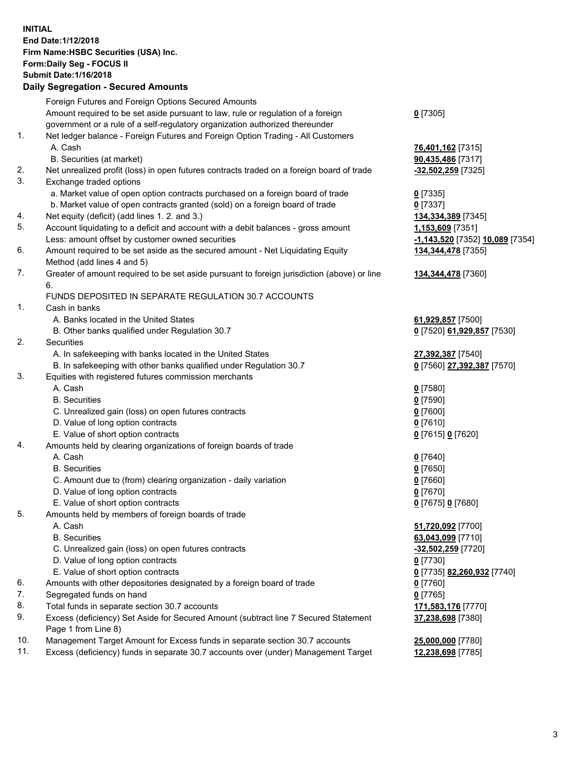**INITIAL**
**End Date:1/12/2018**
**Firm Name:HSBC Securities (USA) Inc.**
**Form:Daily Seg - FOCUS II**
**Submit Date:1/16/2018**
**Daily Segregation - Secured Amounts**

| | | |
|---|---|---|
| | Foreign Futures and Foreign Options Secured Amounts | |
| | Amount required to be set aside pursuant to law, rule or regulation of a foreign government or a rule of a self-regulatory organization authorized thereunder | **0** [7305] |
| 1. | Net ledger balance - Foreign Futures and Foreign Option Trading - All Customers | |
| | A. Cash | **76,401,162** [7315] |
| | B. Securities (at market) | **90,435,486** [7317] |
| 2. | Net unrealized profit (loss) in open futures contracts traded on a foreign board of trade | **-32,502,259** [7325] |
| 3. | Exchange traded options | |
| | a. Market value of open option contracts purchased on a foreign board of trade | **0** [7335] |
| | b. Market value of open contracts granted (sold) on a foreign board of trade | **0** [7337] |
| 4. | Net equity (deficit) (add lines 1. 2. and 3.) | **134,334,389** [7345] |
| 5. | Account liquidating to a deficit and account with a debit balances - gross amount | **1,153,609** [7351] |
| | Less: amount offset by customer owned securities | **-1,143,520** [7352] **10,089** [7354] |
| 6. | Amount required to be set aside as the secured amount - Net Liquidating Equity Method (add lines 4 and 5) | **134,344,478** [7355] |
| 7. | Greater of amount required to be set aside pursuant to foreign jurisdiction (above) or line 6. | **134,344,478** [7360] |
| | FUNDS DEPOSITED IN SEPARATE REGULATION 30.7 ACCOUNTS | |
| 1. | Cash in banks | |
| | A. Banks located in the United States | **61,929,857** [7500] |
| | B. Other banks qualified under Regulation 30.7 | **0** [7520] **61,929,857** [7530] |
| 2. | Securities | |
| | A. In safekeeping with banks located in the United States | **27,392,387** [7540] |
| | B. In safekeeping with other banks qualified under Regulation 30.7 | **0** [7560] **27,392,387** [7570] |
| 3. | Equities with registered futures commission merchants | |
| | A. Cash | **0** [7580] |
| | B. Securities | **0** [7590] |
| | C. Unrealized gain (loss) on open futures contracts | **0** [7600] |
| | D. Value of long option contracts | **0** [7610] |
| | E. Value of short option contracts | **0** [7615] **0** [7620] |
| 4. | Amounts held by clearing organizations of foreign boards of trade | |
| | A. Cash | **0** [7640] |
| | B. Securities | **0** [7650] |
| | C. Amount due to (from) clearing organization - daily variation | **0** [7660] |
| | D. Value of long option contracts | **0** [7670] |
| | E. Value of short option contracts | **0** [7675] **0** [7680] |
| 5. | Amounts held by members of foreign boards of trade | |
| | A. Cash | **51,720,092** [7700] |
| | B. Securities | **63,043,099** [7710] |
| | C. Unrealized gain (loss) on open futures contracts | **-32,502,259** [7720] |
| | D. Value of long option contracts | **0** [7730] |
| | E. Value of short option contracts | **0** [7735] **82,260,932** [7740] |
| 6. | Amounts with other depositories designated by a foreign board of trade | **0** [7760] |
| 7. | Segregated funds on hand | **0** [7765] |
| 8. | Total funds in separate section 30.7 accounts | **171,583,176** [7770] |
| 9. | Excess (deficiency) Set Aside for Secured Amount (subtract line 7 Secured Statement Page 1 from Line 8) | **37,238,698** [7380] |
| 10. | Management Target Amount for Excess funds in separate section 30.7 accounts | **25,000,000** [7780] |
| 11. | Excess (deficiency) funds in separate 30.7 accounts over (under) Management Target | **12,238,698** [7785] |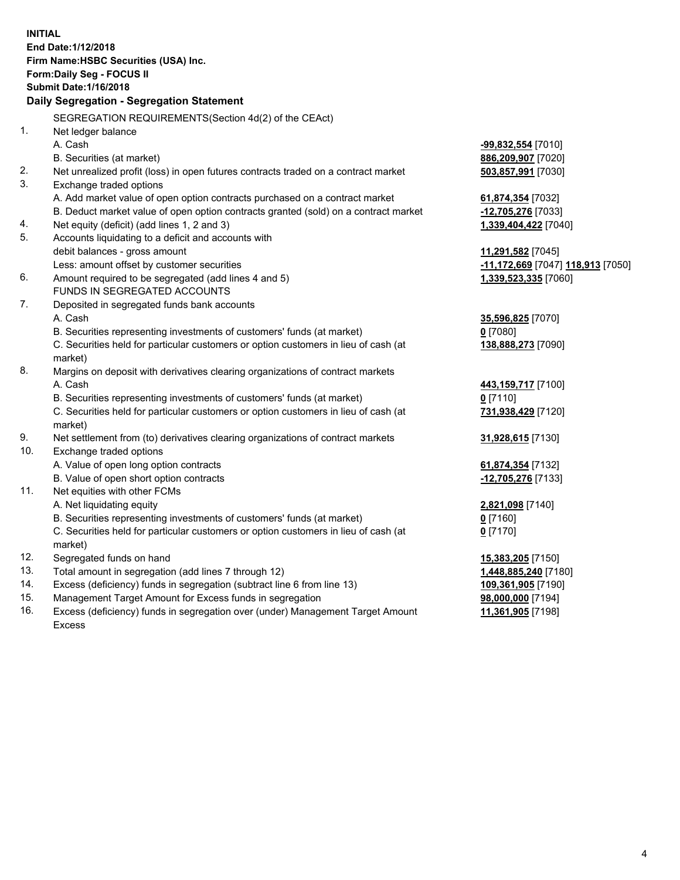**INITIAL**
**End Date:1/12/2018**
**Firm Name:HSBC Securities (USA) Inc.**
**Form:Daily Seg - FOCUS II**
**Submit Date:1/16/2018**

**Daily Segregation - Segregation Statement**

SEGREGATION REQUIREMENTS(Section 4d(2) of the CEAct)

| | | |
|---|---|---|
| 1. | Net ledger balance | |
| | A. Cash | **-99,832,554** [7010] |
| | B. Securities (at market) | **886,209,907** [7020] |
| 2. | Net unrealized profit (loss) in open futures contracts traded on a contract market | **503,857,991** [7030] |
| 3. | Exchange traded options | |
| | A. Add market value of open option contracts purchased on a contract market | **61,874,354** [7032] |
| | B. Deduct market value of open option contracts granted (sold) on a contract market | **-12,705,276** [7033] |
| 4. | Net equity (deficit) (add lines 1, 2 and 3) | **1,339,404,422** [7040] |
| 5. | Accounts liquidating to a deficit and accounts with | |
| | debit balances - gross amount | **11,291,582** [7045] |
| | Less: amount offset by customer securities | **-11,172,669** [7047] **118,913** [7050] |
| 6. | Amount required to be segregated (add lines 4 and 5) | **1,339,523,335** [7060] |
| | FUNDS IN SEGREGATED ACCOUNTS | |
| 7. | Deposited in segregated funds bank accounts | |
| | A. Cash | **35,596,825** [7070] |
| | B. Securities representing investments of customers' funds (at market) | **0** [7080] |
| | C. Securities held for particular customers or option customers in lieu of cash (at market) | **138,888,273** [7090] |
| 8. | Margins on deposit with derivatives clearing organizations of contract markets | |
| | A. Cash | **443,159,717** [7100] |
| | B. Securities representing investments of customers' funds (at market) | **0** [7110] |
| | C. Securities held for particular customers or option customers in lieu of cash (at market) | **731,938,429** [7120] |
| 9. | Net settlement from (to) derivatives clearing organizations of contract markets | **31,928,615** [7130] |
| 10. | Exchange traded options | |
| | A. Value of open long option contracts | **61,874,354** [7132] |
| | B. Value of open short option contracts | **-12,705,276** [7133] |
| 11. | Net equities with other FCMs | |
| | A. Net liquidating equity | **2,821,098** [7140] |
| | B. Securities representing investments of customers' funds (at market) | **0** [7160] |
| | C. Securities held for particular customers or option customers in lieu of cash (at market) | **0** [7170] |
| 12. | Segregated funds on hand | **15,383,205** [7150] |
| 13. | Total amount in segregation (add lines 7 through 12) | **1,448,885,240** [7180] |
| 14. | Excess (deficiency) funds in segregation (subtract line 6 from line 13) | **109,361,905** [7190] |
| 15. | Management Target Amount for Excess funds in segregation | **98,000,000** [7194] |
| 16. | Excess (deficiency) funds in segregation over (under) Management Target Amount Excess | **11,361,905** [7198] |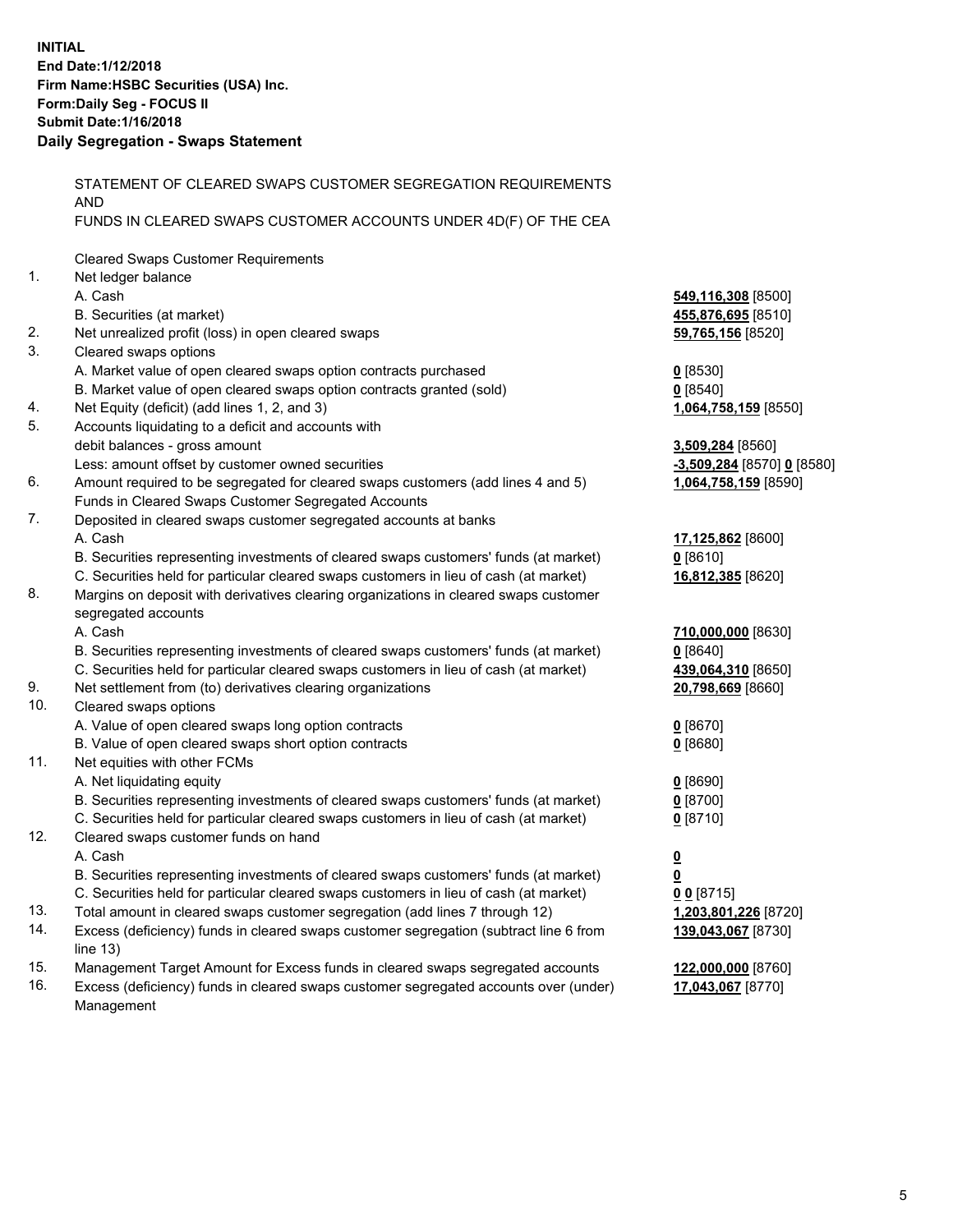**INITIAL**
**End Date:1/12/2018**
**Firm Name:HSBC Securities (USA) Inc.**
**Form:Daily Seg - FOCUS II**
**Submit Date:1/16/2018**
**Daily Segregation - Swaps Statement**

STATEMENT OF CLEARED SWAPS CUSTOMER SEGREGATION REQUIREMENTS AND FUNDS IN CLEARED SWAPS CUSTOMER ACCOUNTS UNDER 4D(F) OF THE CEA

| | | |
|---|---|---|
| | Cleared Swaps Customer Requirements | |
| 1. | Net ledger balance | |
| | A. Cash | 549,116,308 [8500] |
| | B. Securities (at market) | 455,876,695 [8510] |
| 2. | Net unrealized profit (loss) in open cleared swaps | 59,765,156 [8520] |
| 3. | Cleared swaps options | |
| | A. Market value of open cleared swaps option contracts purchased | 0 [8530] |
| | B. Market value of open cleared swaps option contracts granted (sold) | 0 [8540] |
| 4. | Net Equity (deficit) (add lines 1, 2, and 3) | 1,064,758,159 [8550] |
| 5. | Accounts liquidating to a deficit and accounts with debit balances - gross amount | 3,509,284 [8560] |
| | Less: amount offset by customer owned securities | -3,509,284 [8570] 0 [8580] |
| 6. | Amount required to be segregated for cleared swaps customers (add lines 4 and 5) | 1,064,758,159 [8590] |
| | Funds in Cleared Swaps Customer Segregated Accounts | |
| 7. | Deposited in cleared swaps customer segregated accounts at banks | |
| | A. Cash | 17,125,862 [8600] |
| | B. Securities representing investments of cleared swaps customers' funds (at market) | 0 [8610] |
| | C. Securities held for particular cleared swaps customers in lieu of cash (at market) | 16,812,385 [8620] |
| 8. | Margins on deposit with derivatives clearing organizations in cleared swaps customer segregated accounts | |
| | A. Cash | 710,000,000 [8630] |
| | B. Securities representing investments of cleared swaps customers' funds (at market) | 0 [8640] |
| | C. Securities held for particular cleared swaps customers in lieu of cash (at market) | 439,064,310 [8650] |
| 9. | Net settlement from (to) derivatives clearing organizations | 20,798,669 [8660] |
| 10. | Cleared swaps options | |
| | A. Value of open cleared swaps long option contracts | 0 [8670] |
| | B. Value of open cleared swaps short option contracts | 0 [8680] |
| 11. | Net equities with other FCMs | |
| | A. Net liquidating equity | 0 [8690] |
| | B. Securities representing investments of cleared swaps customers' funds (at market) | 0 [8700] |
| | C. Securities held for particular cleared swaps customers in lieu of cash (at market) | 0 [8710] |
| 12. | Cleared swaps customer funds on hand | |
| | A. Cash | 0 |
| | B. Securities representing investments of cleared swaps customers' funds (at market) | 0 |
| | C. Securities held for particular cleared swaps customers in lieu of cash (at market) | 0 0 [8715] |
| 13. | Total amount in cleared swaps customer segregation (add lines 7 through 12) | 1,203,801,226 [8720] |
| 14. | Excess (deficiency) funds in cleared swaps customer segregation (subtract line 6 from line 13) | 139,043,067 [8730] |
| 15. | Management Target Amount for Excess funds in cleared swaps segregated accounts | 122,000,000 [8760] |
| 16. | Excess (deficiency) funds in cleared swaps customer segregated accounts over (under) Management | 17,043,067 [8770] |